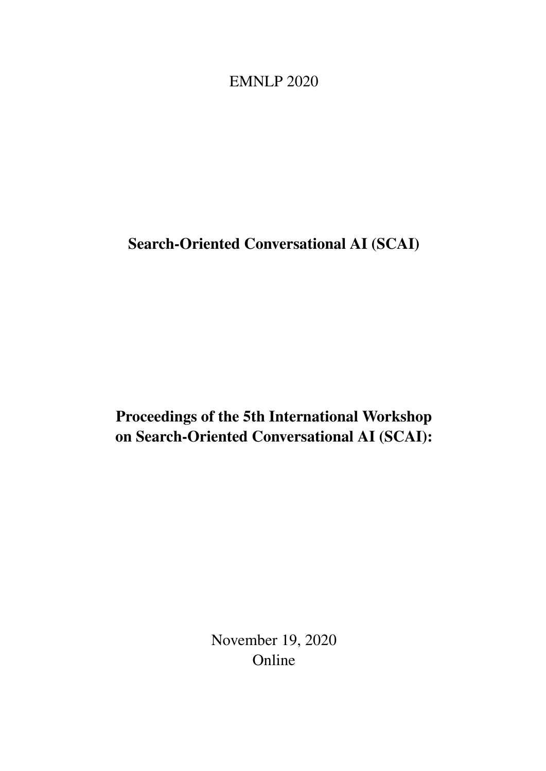EMNLP 2020

# Search-Oriented Conversational AI (SCAI)

# Proceedings of the 5th International Workshop on Search-Oriented Conversational AI (SCAI):

November 19, 2020
Online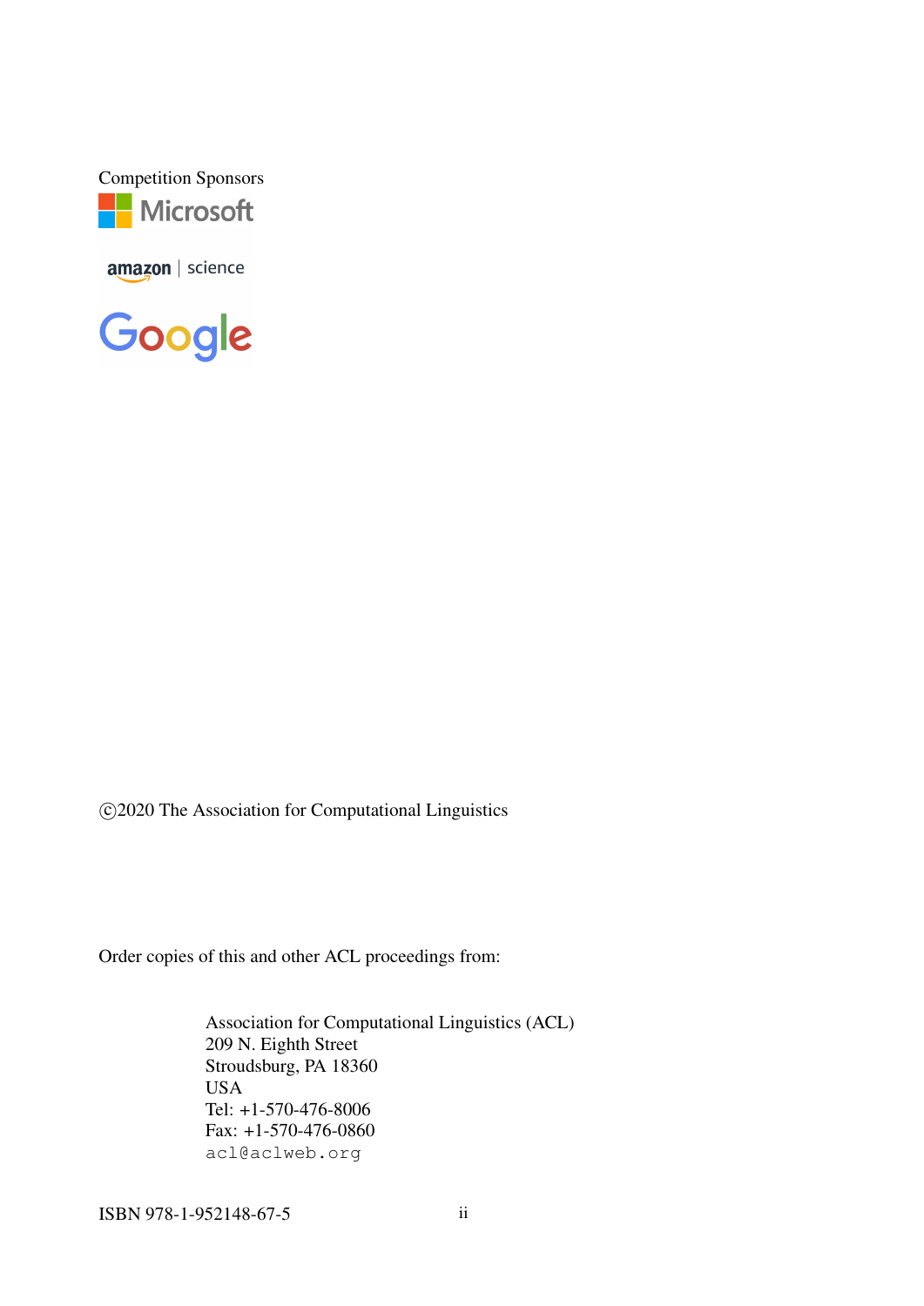Competition Sponsors

Microsoft

amazon | science

Google

©2020 The Association for Computational Linguistics

Order copies of this and other ACL proceedings from:

Association for Computational Linguistics (ACL)
209 N. Eighth Street
Stroudsburg, PA 18360
USA
Tel: +1-570-476-8006
Fax: +1-570-476-0860
acl@aclweb.org

ISBN 978-1-952148-67-5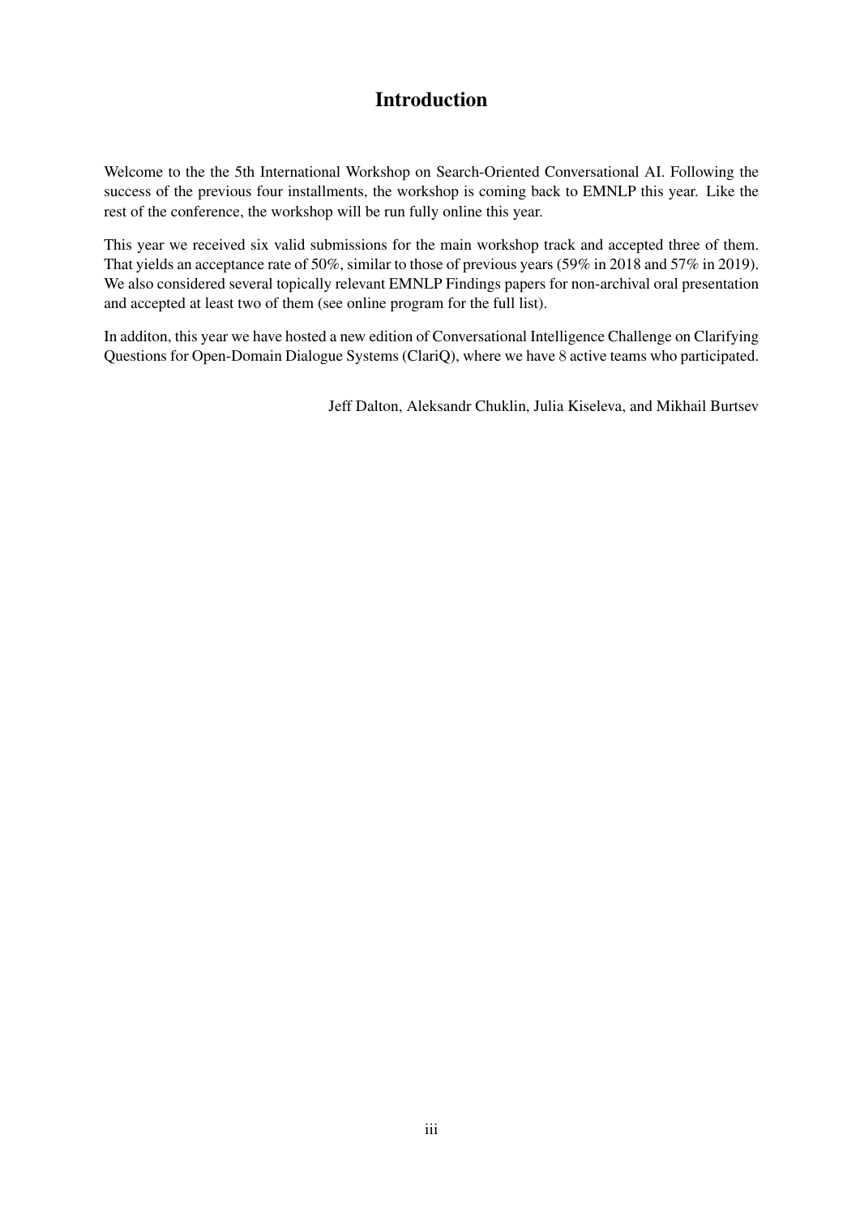# Introduction

Welcome to the the 5th International Workshop on Search-Oriented Conversational AI. Following the success of the previous four installments, the workshop is coming back to EMNLP this year. Like the rest of the conference, the workshop will be run fully online this year.

This year we received six valid submissions for the main workshop track and accepted three of them. That yields an acceptance rate of 50%, similar to those of previous years (59% in 2018 and 57% in 2019). We also considered several topically relevant EMNLP Findings papers for non-archival oral presentation and accepted at least two of them (see online program for the full list).

In additon, this year we have hosted a new edition of Conversational Intelligence Challenge on Clarifying Questions for Open-Domain Dialogue Systems (ClariQ), where we have 8 active teams who participated.

Jeff Dalton, Aleksandr Chuklin, Julia Kiseleva, and Mikhail Burtsev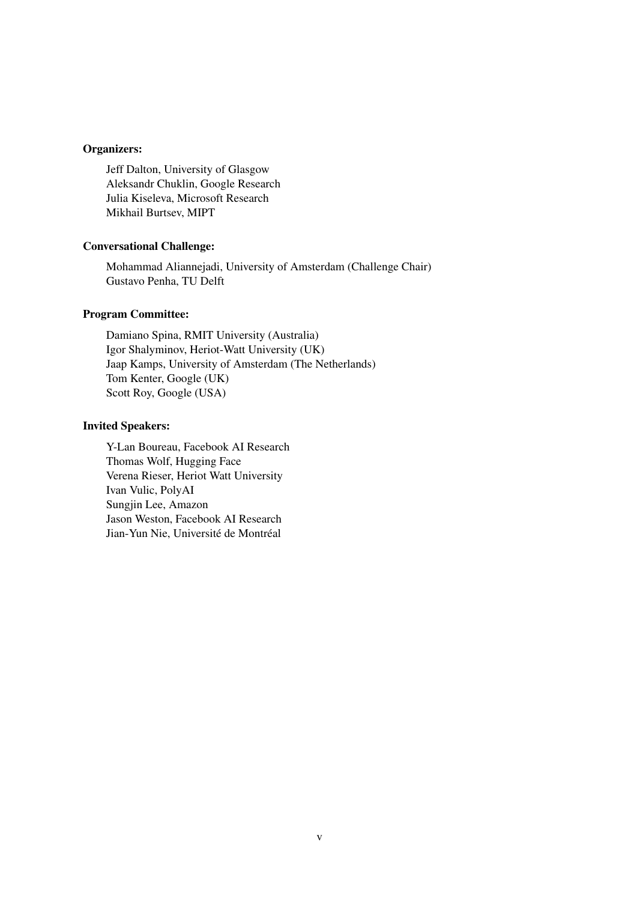**Organizers:**

Jeff Dalton, University of Glasgow
Aleksandr Chuklin, Google Research
Julia Kiseleva, Microsoft Research
Mikhail Burtsev, MIPT

**Conversational Challenge:**

Mohammad Aliannejadi, University of Amsterdam (Challenge Chair)
Gustavo Penha, TU Delft

**Program Committee:**

Damiano Spina, RMIT University (Australia)
Igor Shalyminov, Heriot-Watt University (UK)
Jaap Kamps, University of Amsterdam (The Netherlands)
Tom Kenter, Google (UK)
Scott Roy, Google (USA)

**Invited Speakers:**

Y-Lan Boureau, Facebook AI Research
Thomas Wolf, Hugging Face
Verena Rieser, Heriot Watt University
Ivan Vulic, PolyAI
Sungjin Lee, Amazon
Jason Weston, Facebook AI Research
Jian-Yun Nie, Université de Montréal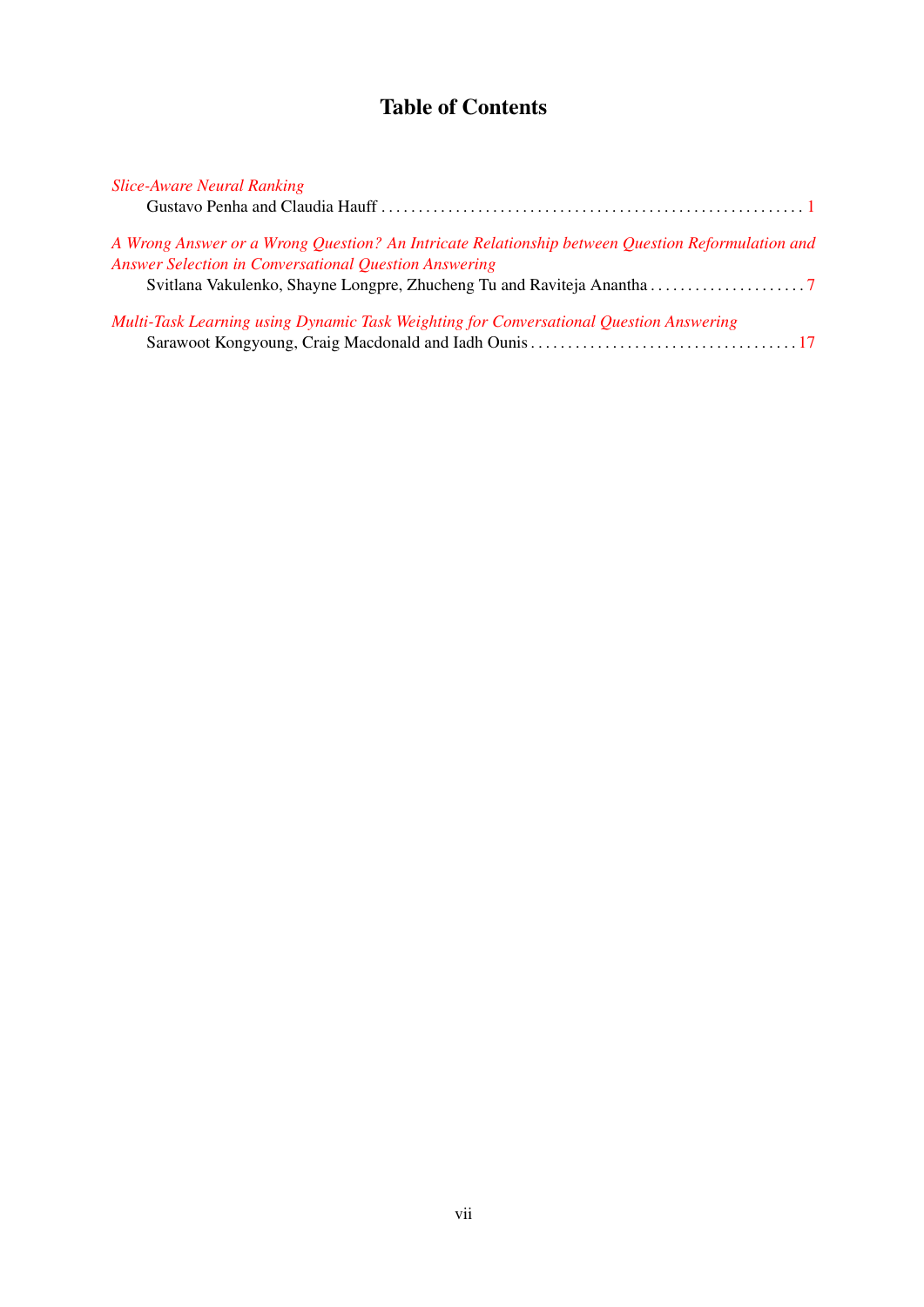# Table of Contents

*Slice-Aware Neural Ranking*
Gustavo Penha and Claudia Hauff . . . . . . . . . . . . . . . . . . . . . . . . . . . . . . . . . . . . . . . . . . . . . . . . . . . . . . . . 1

*A Wrong Answer or a Wrong Question? An Intricate Relationship between Question Reformulation and Answer Selection in Conversational Question Answering*
Svitlana Vakulenko, Shayne Longpre, Zhucheng Tu and Raviteja Anantha . . . . . . . . . . . . . . . . . . . . . 7

*Multi-Task Learning using Dynamic Task Weighting for Conversational Question Answering*
Sarawoot Kongyoung, Craig Macdonald and Iadh Ounis . . . . . . . . . . . . . . . . . . . . . . . . . . . . . . . . . . . 17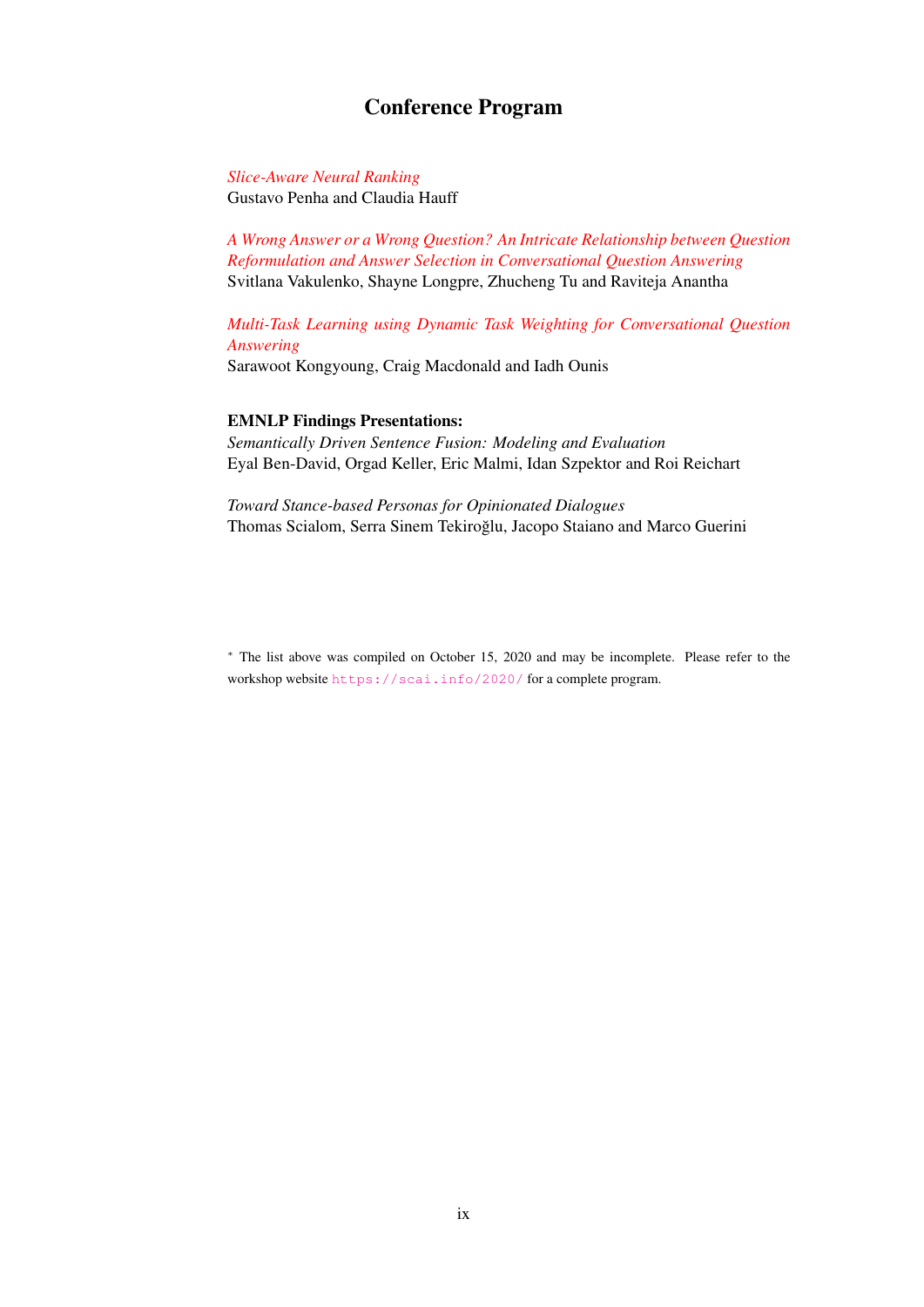# Conference Program

*Slice-Aware Neural Ranking*
Gustavo Penha and Claudia Hauff

*A Wrong Answer or a Wrong Question? An Intricate Relationship between Question Reformulation and Answer Selection in Conversational Question Answering*
Svitlana Vakulenko, Shayne Longpre, Zhucheng Tu and Raviteja Anantha

*Multi-Task Learning using Dynamic Task Weighting for Conversational Question Answering*
Sarawoot Kongyoung, Craig Macdonald and Iadh Ounis

**EMNLP Findings Presentations:**
*Semantically Driven Sentence Fusion: Modeling and Evaluation*
Eyal Ben-David, Orgad Keller, Eric Malmi, Idan Szpektor and Roi Reichart

*Toward Stance-based Personas for Opinionated Dialogues*
Thomas Scialom, Serra Sinem Tekiroğlu, Jacopo Staiano and Marco Guerini

[*] The list above was compiled on October 15, 2020 and may be incomplete. Please refer to the workshop website https://scai.info/2020/ for a complete program.